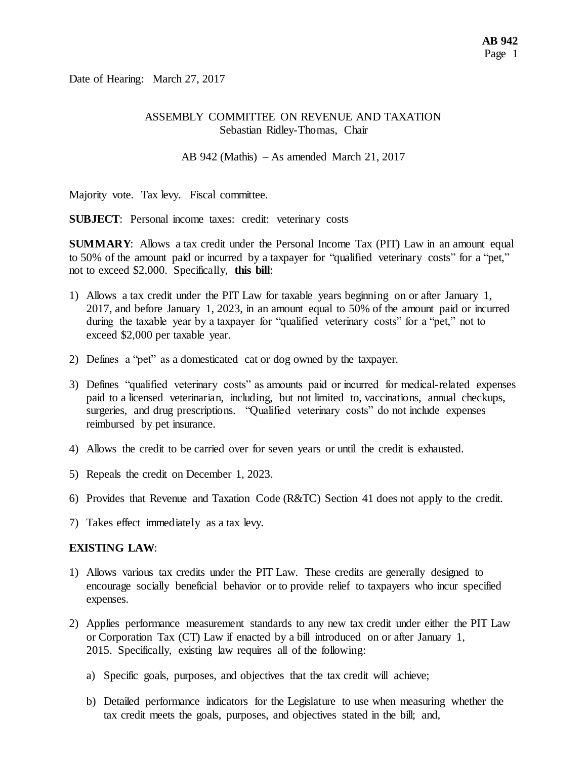Date of Hearing: March 27, 2017

ASSEMBLY COMMITTEE ON REVENUE AND TAXATION
Sebastian Ridley-Thomas, Chair

AB 942 (Mathis) – As amended March 21, 2017

Majority vote. Tax levy. Fiscal committee.

**SUBJECT**: Personal income taxes: credit: veterinary costs

**SUMMARY**: Allows a tax credit under the Personal Income Tax (PIT) Law in an amount equal to 50% of the amount paid or incurred by a taxpayer for "qualified veterinary costs" for a "pet," not to exceed $2,000. Specifically, **this bill**:

1) Allows a tax credit under the PIT Law for taxable years beginning on or after January 1, 2017, and before January 1, 2023, in an amount equal to 50% of the amount paid or incurred during the taxable year by a taxpayer for "qualified veterinary costs" for a "pet," not to exceed $2,000 per taxable year.

2) Defines a "pet" as a domesticated cat or dog owned by the taxpayer.

3) Defines "qualified veterinary costs" as amounts paid or incurred for medical-related expenses paid to a licensed veterinarian, including, but not limited to, vaccinations, annual checkups, surgeries, and drug prescriptions. "Qualified veterinary costs" do not include expenses reimbursed by pet insurance.

4) Allows the credit to be carried over for seven years or until the credit is exhausted.

5) Repeals the credit on December 1, 2023.

6) Provides that Revenue and Taxation Code (R&TC) Section 41 does not apply to the credit.

7) Takes effect immediately as a tax levy.

**EXISTING LAW**:

1) Allows various tax credits under the PIT Law. These credits are generally designed to encourage socially beneficial behavior or to provide relief to taxpayers who incur specified expenses.

2) Applies performance measurement standards to any new tax credit under either the PIT Law or Corporation Tax (CT) Law if enacted by a bill introduced on or after January 1, 2015. Specifically, existing law requires all of the following:

   a) Specific goals, purposes, and objectives that the tax credit will achieve;

   b) Detailed performance indicators for the Legislature to use when measuring whether the tax credit meets the goals, purposes, and objectives stated in the bill; and,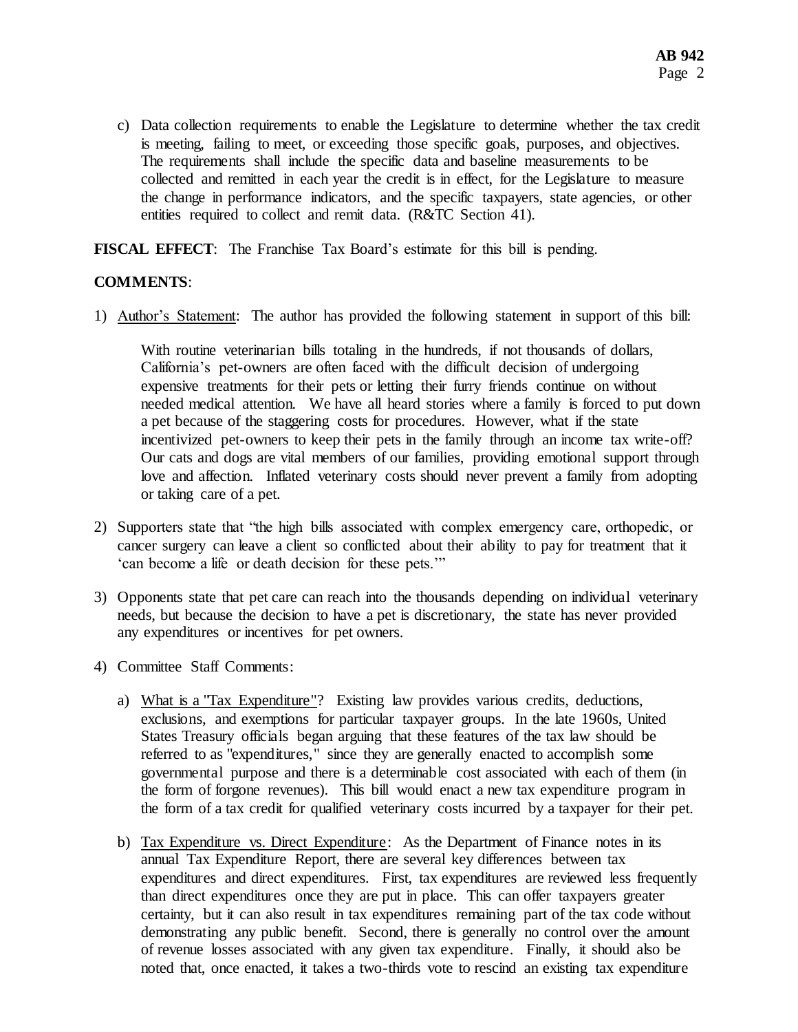c) Data collection requirements to enable the Legislature to determine whether the tax credit is meeting, failing to meet, or exceeding those specific goals, purposes, and objectives. The requirements shall include the specific data and baseline measurements to be collected and remitted in each year the credit is in effect, for the Legislature to measure the change in performance indicators, and the specific taxpayers, state agencies, or other entities required to collect and remit data. (R&TC Section 41).

**FISCAL EFFECT**: The Franchise Tax Board's estimate for this bill is pending.

**COMMENTS**:

1) Author's Statement: The author has provided the following statement in support of this bill:

   With routine veterinarian bills totaling in the hundreds, if not thousands of dollars, California's pet-owners are often faced with the difficult decision of undergoing expensive treatments for their pets or letting their furry friends continue on without needed medical attention. We have all heard stories where a family is forced to put down a pet because of the staggering costs for procedures. However, what if the state incentivized pet-owners to keep their pets in the family through an income tax write-off? Our cats and dogs are vital members of our families, providing emotional support through love and affection. Inflated veterinary costs should never prevent a family from adopting or taking care of a pet.

2) Supporters state that "the high bills associated with complex emergency care, orthopedic, or cancer surgery can leave a client so conflicted about their ability to pay for treatment that it 'can become a life or death decision for these pets.'"

3) Opponents state that pet care can reach into the thousands depending on individual veterinary needs, but because the decision to have a pet is discretionary, the state has never provided any expenditures or incentives for pet owners.

4) Committee Staff Comments:

   a) What is a "Tax Expenditure"? Existing law provides various credits, deductions, exclusions, and exemptions for particular taxpayer groups. In the late 1960s, United States Treasury officials began arguing that these features of the tax law should be referred to as "expenditures," since they are generally enacted to accomplish some governmental purpose and there is a determinable cost associated with each of them (in the form of forgone revenues). This bill would enact a new tax expenditure program in the form of a tax credit for qualified veterinary costs incurred by a taxpayer for their pet.

   b) Tax Expenditure vs. Direct Expenditure: As the Department of Finance notes in its annual Tax Expenditure Report, there are several key differences between tax expenditures and direct expenditures. First, tax expenditures are reviewed less frequently than direct expenditures once they are put in place. This can offer taxpayers greater certainty, but it can also result in tax expenditures remaining part of the tax code without demonstrating any public benefit. Second, there is generally no control over the amount of revenue losses associated with any given tax expenditure. Finally, it should also be noted that, once enacted, it takes a two-thirds vote to rescind an existing tax expenditure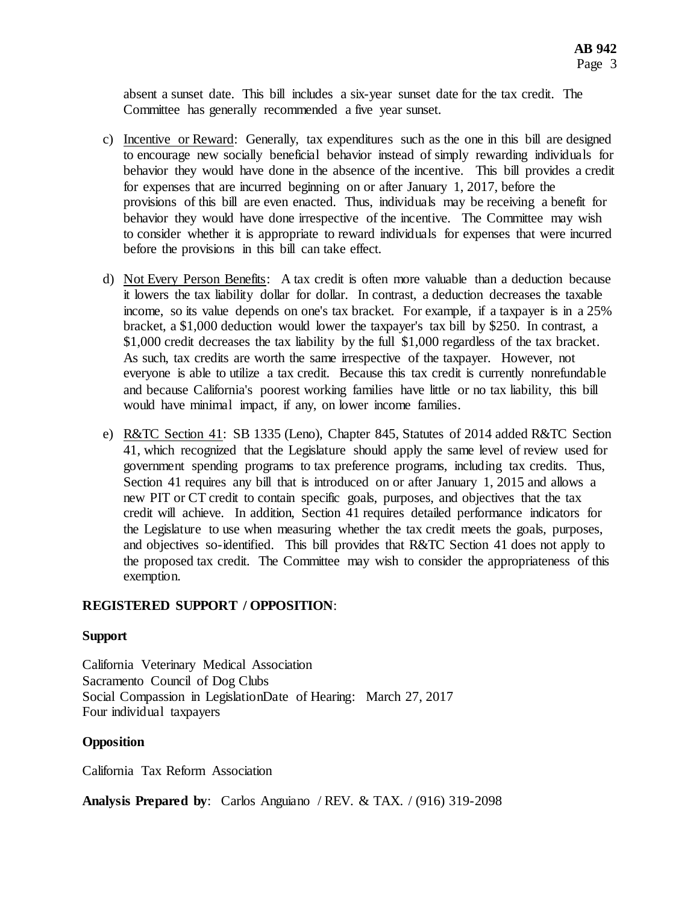absent a sunset date. This bill includes a six-year sunset date for the tax credit. The Committee has generally recommended a five year sunset.

c) Incentive or Reward: Generally, tax expenditures such as the one in this bill are designed to encourage new socially beneficial behavior instead of simply rewarding individuals for behavior they would have done in the absence of the incentive. This bill provides a credit for expenses that are incurred beginning on or after January 1, 2017, before the provisions of this bill are even enacted. Thus, individuals may be receiving a benefit for behavior they would have done irrespective of the incentive. The Committee may wish to consider whether it is appropriate to reward individuals for expenses that were incurred before the provisions in this bill can take effect.

d) Not Every Person Benefits: A tax credit is often more valuable than a deduction because it lowers the tax liability dollar for dollar. In contrast, a deduction decreases the taxable income, so its value depends on one's tax bracket. For example, if a taxpayer is in a 25% bracket, a $1,000 deduction would lower the taxpayer's tax bill by $250. In contrast, a $1,000 credit decreases the tax liability by the full $1,000 regardless of the tax bracket. As such, tax credits are worth the same irrespective of the taxpayer. However, not everyone is able to utilize a tax credit. Because this tax credit is currently nonrefundable and because California's poorest working families have little or no tax liability, this bill would have minimal impact, if any, on lower income families.

e) R&TC Section 41: SB 1335 (Leno), Chapter 845, Statutes of 2014 added R&TC Section 41, which recognized that the Legislature should apply the same level of review used for government spending programs to tax preference programs, including tax credits. Thus, Section 41 requires any bill that is introduced on or after January 1, 2015 and allows a new PIT or CT credit to contain specific goals, purposes, and objectives that the tax credit will achieve. In addition, Section 41 requires detailed performance indicators for the Legislature to use when measuring whether the tax credit meets the goals, purposes, and objectives so-identified. This bill provides that R&TC Section 41 does not apply to the proposed tax credit. The Committee may wish to consider the appropriateness of this exemption.

**REGISTERED SUPPORT / OPPOSITION**:

**Support**

California Veterinary Medical Association
Sacramento Council of Dog Clubs
Social Compassion in LegislationDate of Hearing: March 27, 2017
Four individual taxpayers

**Opposition**

California Tax Reform Association

**Analysis Prepared by**: Carlos Anguiano / REV. & TAX. / (916) 319-2098